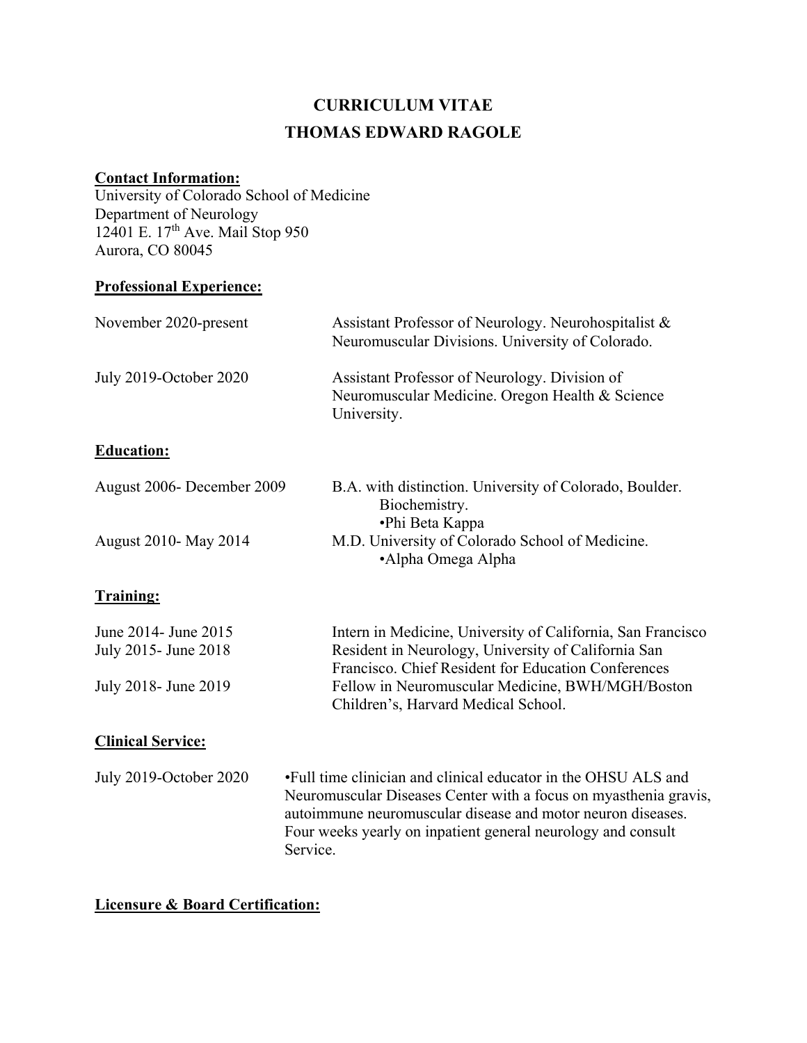# CURRICULUM VITAE
# THOMAS EDWARD RAGOLE

**Contact Information:**

University of Colorado School of Medicine
Department of Neurology
12401 E. 17$^{th}$ Ave. Mail Stop 950
Aurora, CO 80045

**Professional Experience:**

| | |
|---|---|
| November 2020-present | Assistant Professor of Neurology. Neurohospitalist & Neuromuscular Divisions. University of Colorado. |
| July 2019-October 2020 | Assistant Professor of Neurology. Division of Neuromuscular Medicine. Oregon Health & Science University. |

**Education:**

| | |
|---|---|
| August 2006- December 2009 | B.A. with distinction. University of Colorado, Boulder. Biochemistry. •Phi Beta Kappa |
| August 2010- May 2014 | M.D. University of Colorado School of Medicine. •Alpha Omega Alpha |

**Training:**

| | |
|---|---|
| June 2014- June 2015 | Intern in Medicine, University of California, San Francisco |
| July 2015- June 2018 | Resident in Neurology, University of California San Francisco. Chief Resident for Education Conferences |
| July 2018- June 2019 | Fellow in Neuromuscular Medicine, BWH/MGH/Boston Children's, Harvard Medical School. |

**Clinical Service:**

| | |
|---|---|
| July 2019-October 2020 | •Full time clinician and clinical educator in the OHSU ALS and Neuromuscular Diseases Center with a focus on myasthenia gravis, autoimmune neuromuscular disease and motor neuron diseases. Four weeks yearly on inpatient general neurology and consult Service. |

**Licensure & Board Certification:**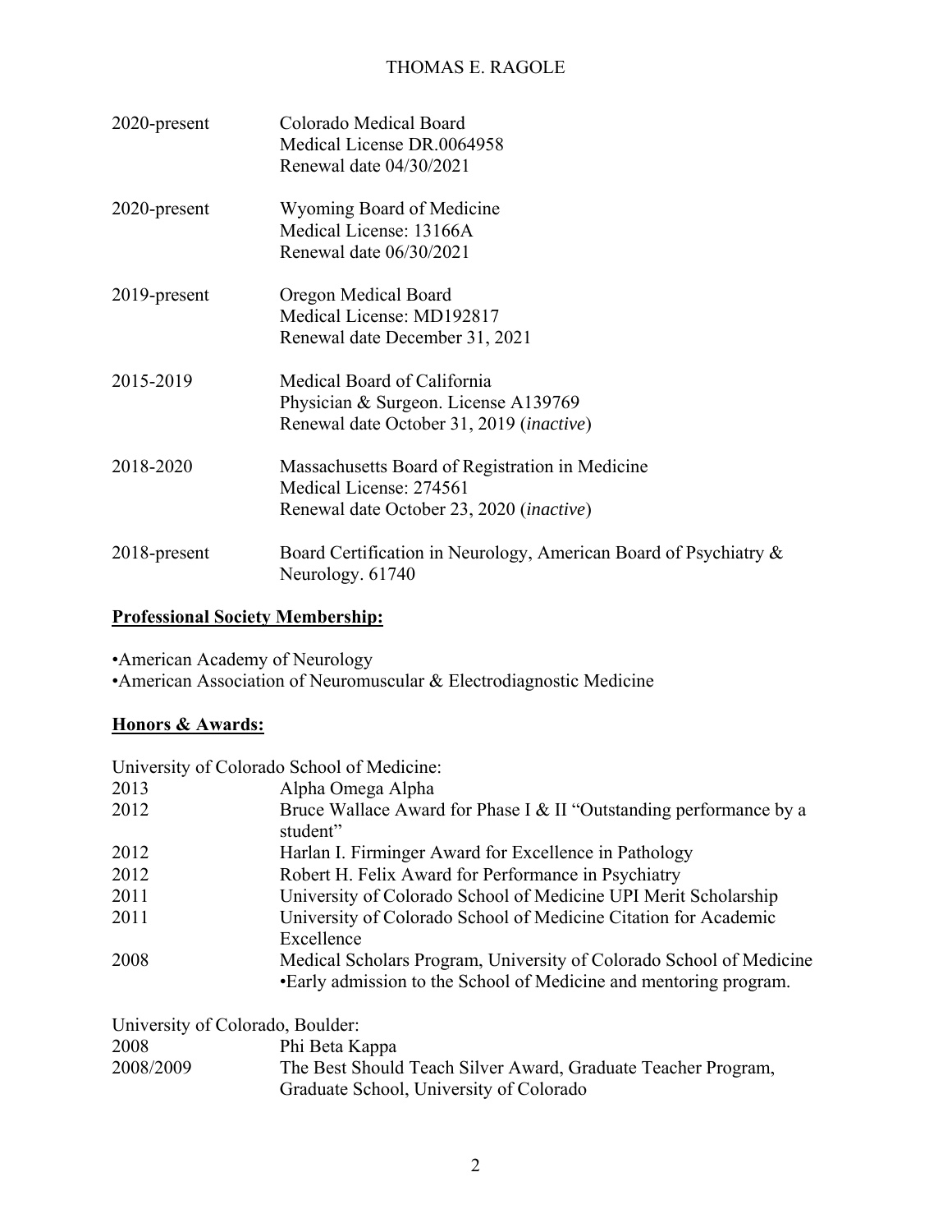| | |
|---|---|
| 2020-present | Colorado Medical Board<br>Medical License DR.0064958<br>Renewal date 04/30/2021 |
| 2020-present | Wyoming Board of Medicine<br>Medical License: 13166A<br>Renewal date 06/30/2021 |
| 2019-present | Oregon Medical Board<br>Medical License: MD192817<br>Renewal date December 31, 2021 |
| 2015-2019 | Medical Board of California<br>Physician & Surgeon. License A139769<br>Renewal date October 31, 2019 (*inactive*) |
| 2018-2020 | Massachusetts Board of Registration in Medicine<br>Medical License: 274561<br>Renewal date October 23, 2020 (*inactive*) |
| 2018-present | Board Certification in Neurology, American Board of Psychiatry & Neurology. 61740 |

## Professional Society Membership:

•American Academy of Neurology
•American Association of Neuromuscular & Electrodiagnostic Medicine

## Honors & Awards:

University of Colorado School of Medicine:

| | |
|---|---|
| 2013 | Alpha Omega Alpha |
| 2012 | Bruce Wallace Award for Phase I & II "Outstanding performance by a student" |
| 2012 | Harlan I. Firminger Award for Excellence in Pathology |
| 2012 | Robert H. Felix Award for Performance in Psychiatry |
| 2011 | University of Colorado School of Medicine UPI Merit Scholarship |
| 2011 | University of Colorado School of Medicine Citation for Academic Excellence |
| 2008 | Medical Scholars Program, University of Colorado School of Medicine<br>•Early admission to the School of Medicine and mentoring program. |

University of Colorado, Boulder:

| | |
|---|---|
| 2008 | Phi Beta Kappa |
| 2008/2009 | The Best Should Teach Silver Award, Graduate Teacher Program, Graduate School, University of Colorado |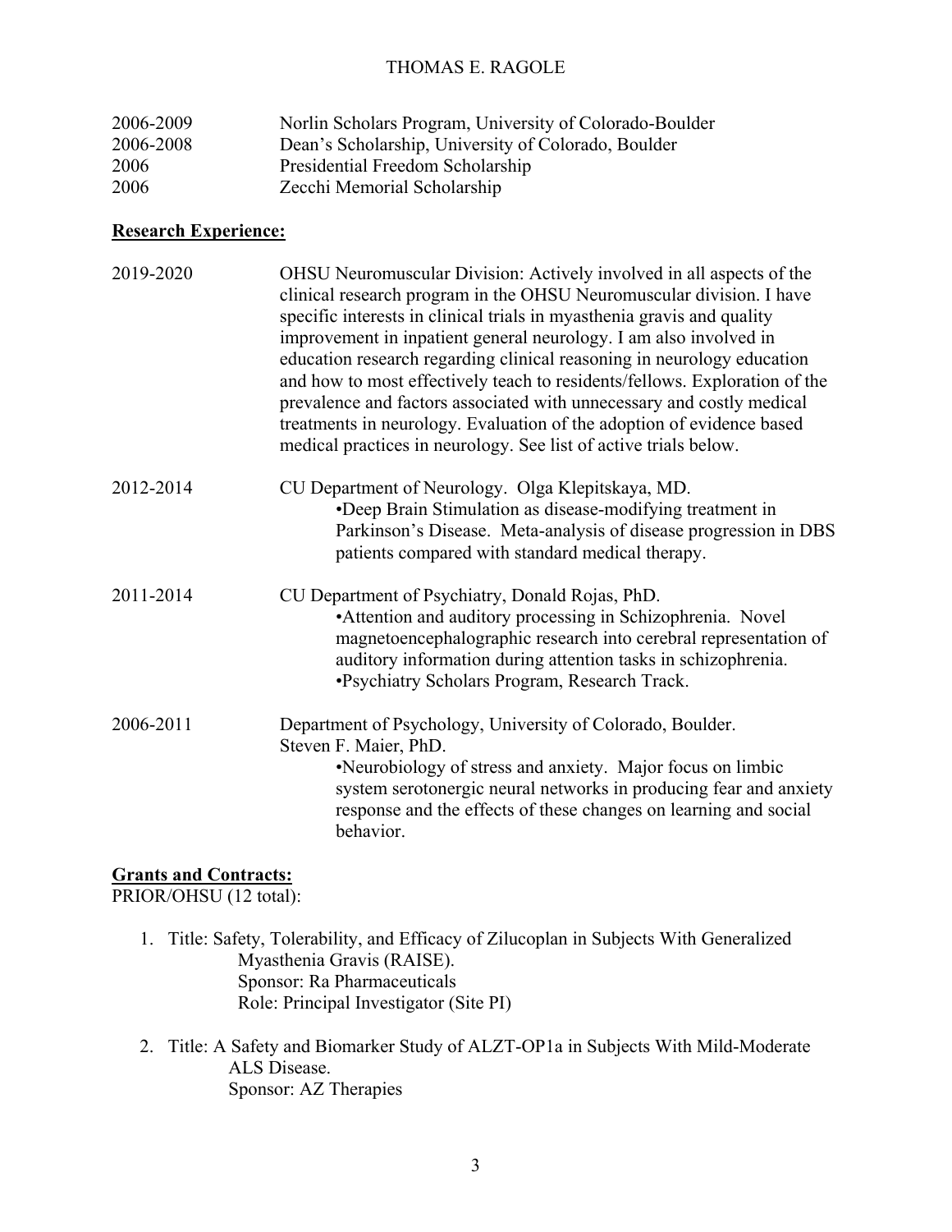| | |
|---|---|
| 2006-2009 | Norlin Scholars Program, University of Colorado-Boulder |
| 2006-2008 | Dean's Scholarship, University of Colorado, Boulder |
| 2006 | Presidential Freedom Scholarship |
| 2006 | Zecchi Memorial Scholarship |

**Research Experience:**

2019-2020 — OHSU Neuromuscular Division: Actively involved in all aspects of the clinical research program in the OHSU Neuromuscular division. I have specific interests in clinical trials in myasthenia gravis and quality improvement in inpatient general neurology. I am also involved in education research regarding clinical reasoning in neurology education and how to most effectively teach to residents/fellows. Exploration of the prevalence and factors associated with unnecessary and costly medical treatments in neurology. Evaluation of the adoption of evidence based medical practices in neurology. See list of active trials below.

2012-2014 — CU Department of Neurology. Olga Klepitskaya, MD.
- Deep Brain Stimulation as disease-modifying treatment in Parkinson's Disease. Meta-analysis of disease progression in DBS patients compared with standard medical therapy.

2011-2014 — CU Department of Psychiatry, Donald Rojas, PhD.
- Attention and auditory processing in Schizophrenia. Novel magnetoencephalographic research into cerebral representation of auditory information during attention tasks in schizophrenia.
- Psychiatry Scholars Program, Research Track.

2006-2011 — Department of Psychology, University of Colorado, Boulder. Steven F. Maier, PhD.
- Neurobiology of stress and anxiety. Major focus on limbic system serotonergic neural networks in producing fear and anxiety response and the effects of these changes on learning and social behavior.

**Grants and Contracts:**

PRIOR/OHSU (12 total):

1. Title: Safety, Tolerability, and Efficacy of Zilucoplan in Subjects With Generalized Myasthenia Gravis (RAISE).
   Sponsor: Ra Pharmaceuticals
   Role: Principal Investigator (Site PI)

2. Title: A Safety and Biomarker Study of ALZT-OP1a in Subjects With Mild-Moderate ALS Disease.
   Sponsor: AZ Therapies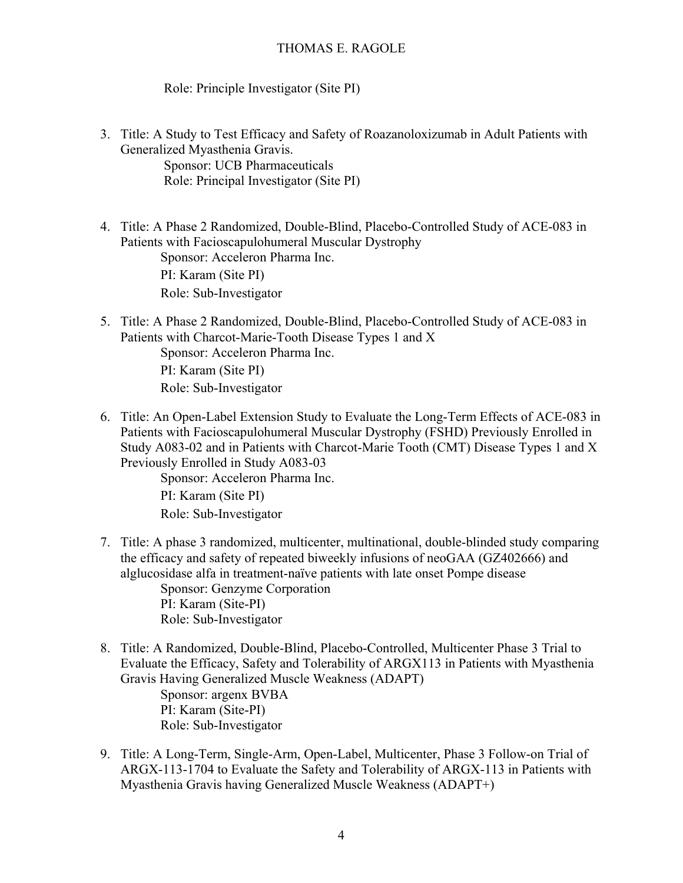Role: Principle Investigator (Site PI)

3. Title: A Study to Test Efficacy and Safety of Roazanoloxizumab in Adult Patients with Generalized Myasthenia Gravis.
   Sponsor: UCB Pharmaceuticals
   Role: Principal Investigator (Site PI)

4. Title: A Phase 2 Randomized, Double-Blind, Placebo-Controlled Study of ACE-083 in Patients with Facioscapulohumeral Muscular Dystrophy
   Sponsor: Acceleron Pharma Inc.
   PI: Karam (Site PI)
   Role: Sub-Investigator

5. Title: A Phase 2 Randomized, Double-Blind, Placebo-Controlled Study of ACE-083 in Patients with Charcot-Marie-Tooth Disease Types 1 and X
   Sponsor: Acceleron Pharma Inc.
   PI: Karam (Site PI)
   Role: Sub-Investigator

6. Title: An Open-Label Extension Study to Evaluate the Long-Term Effects of ACE-083 in Patients with Facioscapulohumeral Muscular Dystrophy (FSHD) Previously Enrolled in Study A083-02 and in Patients with Charcot-Marie Tooth (CMT) Disease Types 1 and X Previously Enrolled in Study A083-03
   Sponsor: Acceleron Pharma Inc.
   PI: Karam (Site PI)
   Role: Sub-Investigator

7. Title: A phase 3 randomized, multicenter, multinational, double-blinded study comparing the efficacy and safety of repeated biweekly infusions of neoGAA (GZ402666) and alglucosidase alfa in treatment-naïve patients with late onset Pompe disease
   Sponsor: Genzyme Corporation
   PI: Karam (Site-PI)
   Role: Sub-Investigator

8. Title: A Randomized, Double-Blind, Placebo-Controlled, Multicenter Phase 3 Trial to Evaluate the Efficacy, Safety and Tolerability of ARGX113 in Patients with Myasthenia Gravis Having Generalized Muscle Weakness (ADAPT)
   Sponsor: argenx BVBA
   PI: Karam (Site-PI)
   Role: Sub-Investigator

9. Title: A Long-Term, Single-Arm, Open-Label, Multicenter, Phase 3 Follow-on Trial of ARGX-113-1704 to Evaluate the Safety and Tolerability of ARGX-113 in Patients with Myasthenia Gravis having Generalized Muscle Weakness (ADAPT+)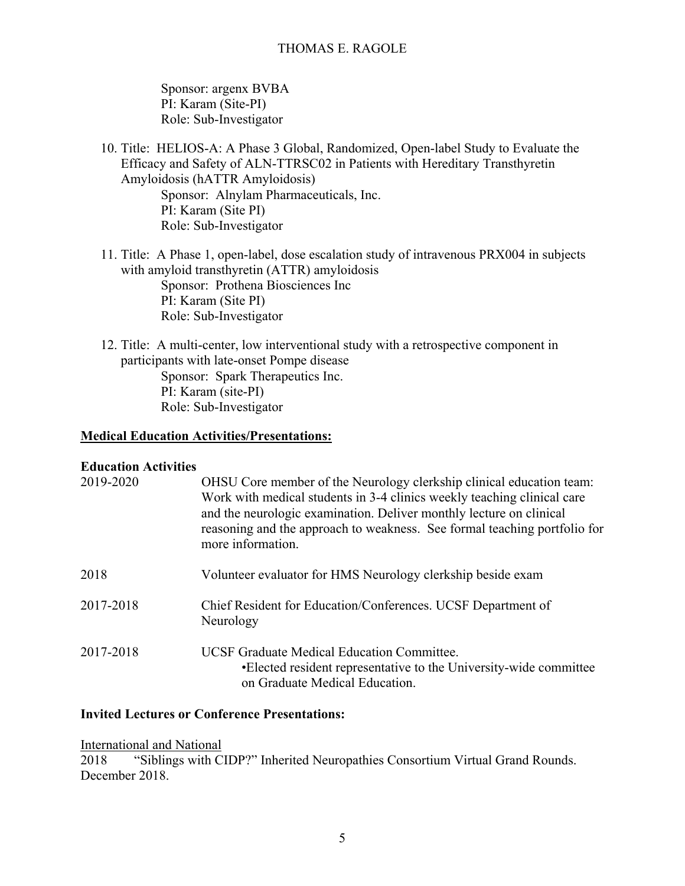Sponsor: argenx BVBA
PI: Karam (Site-PI)
Role: Sub-Investigator

10. Title: HELIOS-A: A Phase 3 Global, Randomized, Open-label Study to Evaluate the Efficacy and Safety of ALN-TTRSC02 in Patients with Hereditary Transthyretin Amyloidosis (hATTR Amyloidosis)
    Sponsor: Alnylam Pharmaceuticals, Inc.
    PI: Karam (Site PI)
    Role: Sub-Investigator

11. Title: A Phase 1, open-label, dose escalation study of intravenous PRX004 in subjects with amyloid transthyretin (ATTR) amyloidosis
    Sponsor: Prothena Biosciences Inc
    PI: Karam (Site PI)
    Role: Sub-Investigator

12. Title: A multi-center, low interventional study with a retrospective component in participants with late-onset Pompe disease
    Sponsor: Spark Therapeutics Inc.
    PI: Karam (site-PI)
    Role: Sub-Investigator

## Medical Education Activities/Presentations:

### Education Activities

| | |
|---|---|
| 2019-2020 | OHSU Core member of the Neurology clerkship clinical education team: Work with medical students in 3-4 clinics weekly teaching clinical care and the neurologic examination. Deliver monthly lecture on clinical reasoning and the approach to weakness. See formal teaching portfolio for more information. |
| 2018 | Volunteer evaluator for HMS Neurology clerkship beside exam |
| 2017-2018 | Chief Resident for Education/Conferences. UCSF Department of Neurology |
| 2017-2018 | UCSF Graduate Medical Education Committee. •Elected resident representative to the University-wide committee on Graduate Medical Education. |

## Invited Lectures or Conference Presentations:

International and National

2018 "Siblings with CIDP?" Inherited Neuropathies Consortium Virtual Grand Rounds. December 2018.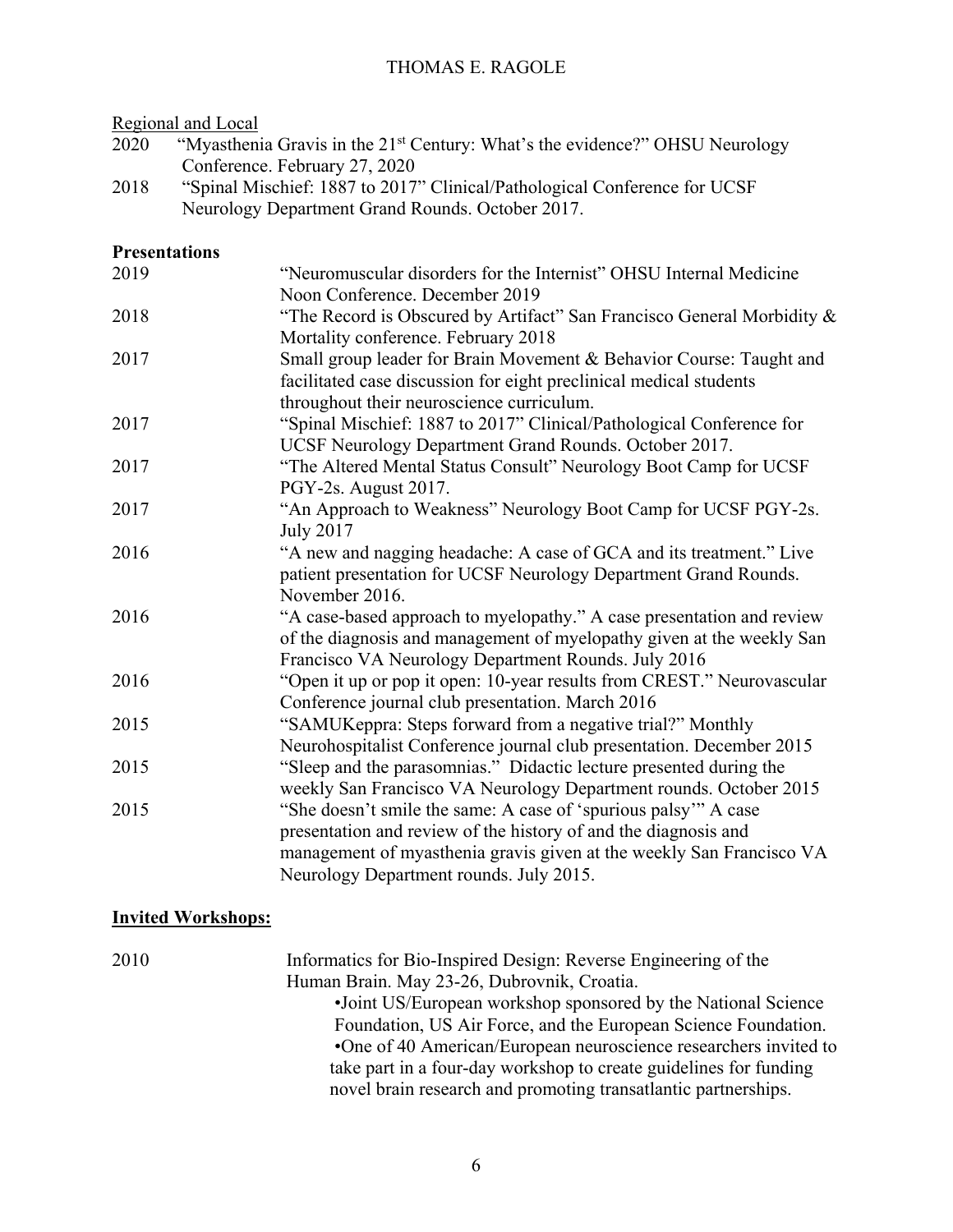Regional and Local

2020 "Myasthenia Gravis in the 21st Century: What's the evidence?" OHSU Neurology Conference. February 27, 2020

2018 "Spinal Mischief: 1887 to 2017" Clinical/Pathological Conference for UCSF Neurology Department Grand Rounds. October 2017.

**Presentations**

2019 "Neuromuscular disorders for the Internist" OHSU Internal Medicine Noon Conference. December 2019

2018 "The Record is Obscured by Artifact" San Francisco General Morbidity & Mortality conference. February 2018

2017 Small group leader for Brain Movement & Behavior Course: Taught and facilitated case discussion for eight preclinical medical students throughout their neuroscience curriculum.

2017 "Spinal Mischief: 1887 to 2017" Clinical/Pathological Conference for UCSF Neurology Department Grand Rounds. October 2017.

2017 "The Altered Mental Status Consult" Neurology Boot Camp for UCSF PGY-2s. August 2017.

2017 "An Approach to Weakness" Neurology Boot Camp for UCSF PGY-2s. July 2017

2016 "A new and nagging headache: A case of GCA and its treatment." Live patient presentation for UCSF Neurology Department Grand Rounds. November 2016.

2016 "A case-based approach to myelopathy." A case presentation and review of the diagnosis and management of myelopathy given at the weekly San Francisco VA Neurology Department Rounds. July 2016

2016 "Open it up or pop it open: 10-year results from CREST." Neurovascular Conference journal club presentation. March 2016

2015 "SAMUKeppra: Steps forward from a negative trial?" Monthly Neurohospitalist Conference journal club presentation. December 2015

2015 "Sleep and the parasomnias." Didactic lecture presented during the weekly San Francisco VA Neurology Department rounds. October 2015

2015 "She doesn't smile the same: A case of 'spurious palsy'" A case presentation and review of the history of and the diagnosis and management of myasthenia gravis given at the weekly San Francisco VA Neurology Department rounds. July 2015.

**Invited Workshops:**

2010 Informatics for Bio-Inspired Design: Reverse Engineering of the Human Brain. May 23-26, Dubrovnik, Croatia.

- Joint US/European workshop sponsored by the National Science Foundation, US Air Force, and the European Science Foundation.
- One of 40 American/European neuroscience researchers invited to take part in a four-day workshop to create guidelines for funding novel brain research and promoting transatlantic partnerships.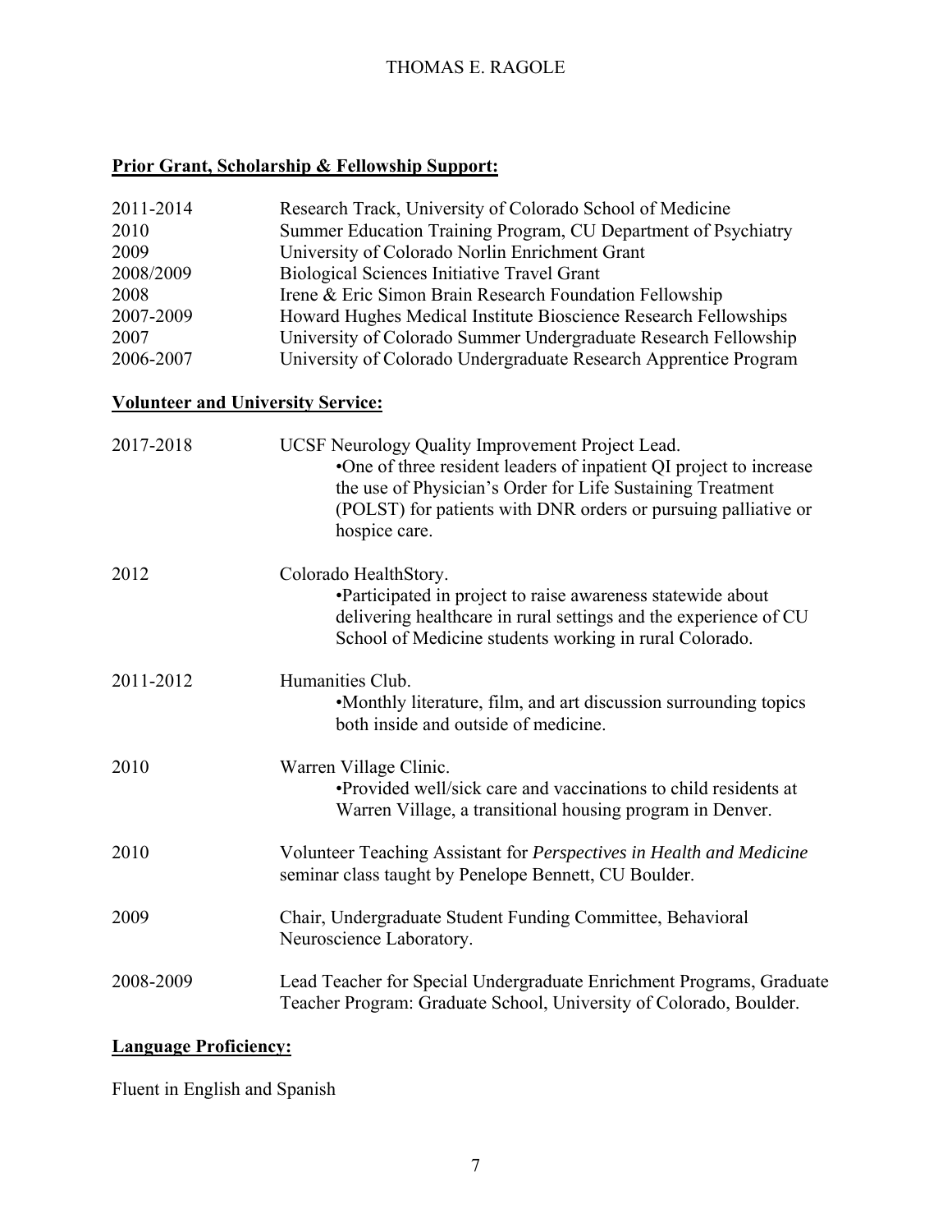## Prior Grant, Scholarship & Fellowship Support:

| | |
|---|---|
| 2011-2014 | Research Track, University of Colorado School of Medicine |
| 2010 | Summer Education Training Program, CU Department of Psychiatry |
| 2009 | University of Colorado Norlin Enrichment Grant |
| 2008/2009 | Biological Sciences Initiative Travel Grant |
| 2008 | Irene & Eric Simon Brain Research Foundation Fellowship |
| 2007-2009 | Howard Hughes Medical Institute Bioscience Research Fellowships |
| 2007 | University of Colorado Summer Undergraduate Research Fellowship |
| 2006-2007 | University of Colorado Undergraduate Research Apprentice Program |

## Volunteer and University Service:

2017-2018 UCSF Neurology Quality Improvement Project Lead.
- One of three resident leaders of inpatient QI project to increase the use of Physician's Order for Life Sustaining Treatment (POLST) for patients with DNR orders or pursuing palliative or hospice care.

2012 Colorado HealthStory.
- Participated in project to raise awareness statewide about delivering healthcare in rural settings and the experience of CU School of Medicine students working in rural Colorado.

2011-2012 Humanities Club.
- Monthly literature, film, and art discussion surrounding topics both inside and outside of medicine.

2010 Warren Village Clinic.
- Provided well/sick care and vaccinations to child residents at Warren Village, a transitional housing program in Denver.

2010 Volunteer Teaching Assistant for *Perspectives in Health and Medicine* seminar class taught by Penelope Bennett, CU Boulder.

2009 Chair, Undergraduate Student Funding Committee, Behavioral Neuroscience Laboratory.

2008-2009 Lead Teacher for Special Undergraduate Enrichment Programs, Graduate Teacher Program: Graduate School, University of Colorado, Boulder.

## Language Proficiency:

Fluent in English and Spanish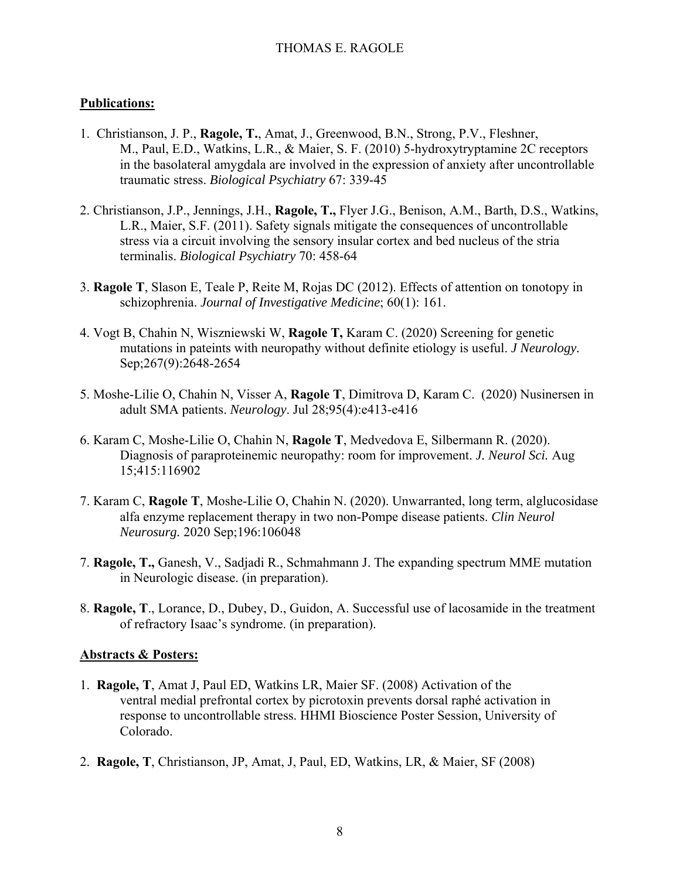**<u>Publications:</u>**

1. Christianson, J. P., **Ragole, T.**, Amat, J., Greenwood, B.N., Strong, P.V., Fleshner, M., Paul, E.D., Watkins, L.R., & Maier, S. F. (2010) 5-hydroxytryptamine 2C receptors in the basolateral amygdala are involved in the expression of anxiety after uncontrollable traumatic stress. *Biological Psychiatry* 67: 339-45

2. Christianson, J.P., Jennings, J.H., **Ragole, T.,** Flyer J.G., Benison, A.M., Barth, D.S., Watkins, L.R., Maier, S.F. (2011). Safety signals mitigate the consequences of uncontrollable stress via a circuit involving the sensory insular cortex and bed nucleus of the stria terminalis. *Biological Psychiatry* 70: 458-64

3. **Ragole T**, Slason E, Teale P, Reite M, Rojas DC (2012). Effects of attention on tonotopy in schizophrenia. *Journal of Investigative Medicine*; 60(1): 161.

4. Vogt B, Chahin N, Wiszniewski W, **Ragole T,** Karam C. (2020) Screening for genetic mutations in pateints with neuropathy without definite etiology is useful. *J Neurology.* Sep;267(9):2648-2654

5. Moshe-Lilie O, Chahin N, Visser A, **Ragole T**, Dimitrova D, Karam C. (2020) Nusinersen in adult SMA patients. *Neurology*. Jul 28;95(4):e413-e416

6. Karam C, Moshe-Lilie O, Chahin N, **Ragole T**, Medvedova E, Silbermann R. (2020). Diagnosis of paraproteinemic neuropathy: room for improvement. *J. Neurol Sci.* Aug 15;415:116902

7. Karam C, **Ragole T**, Moshe-Lilie O, Chahin N. (2020). Unwarranted, long term, alglucosidase alfa enzyme replacement therapy in two non-Pompe disease patients. *Clin Neurol Neurosurg.* 2020 Sep;196:106048

7. **Ragole, T.,** Ganesh, V., Sadjadi R., Schmahmann J. The expanding spectrum MME mutation in Neurologic disease. (in preparation).

8. **Ragole, T**., Lorance, D., Dubey, D., Guidon, A. Successful use of lacosamide in the treatment of refractory Isaac's syndrome. (in preparation).

**<u>Abstracts & Posters:</u>**

1. **Ragole, T**, Amat J, Paul ED, Watkins LR, Maier SF. (2008) Activation of the ventral medial prefrontal cortex by picrotoxin prevents dorsal raphé activation in response to uncontrollable stress. HHMI Bioscience Poster Session, University of Colorado.

2. **Ragole, T**, Christianson, JP, Amat, J, Paul, ED, Watkins, LR, & Maier, SF (2008)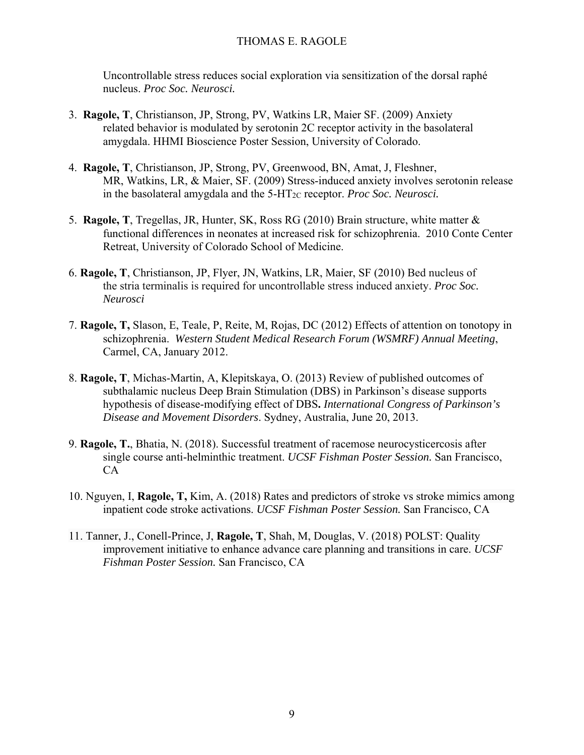Uncontrollable stress reduces social exploration via sensitization of the dorsal raphé nucleus. *Proc Soc. Neurosci.*

3. **Ragole, T**, Christianson, JP, Strong, PV, Watkins LR, Maier SF. (2009) Anxiety related behavior is modulated by serotonin 2C receptor activity in the basolateral amygdala. HHMI Bioscience Poster Session, University of Colorado.

4. **Ragole, T**, Christianson, JP, Strong, PV, Greenwood, BN, Amat, J, Fleshner, MR, Watkins, LR, & Maier, SF. (2009) Stress-induced anxiety involves serotonin release in the basolateral amygdala and the 5-$HT_{2C}$ receptor. *Proc Soc. Neurosci.*

5. **Ragole, T**, Tregellas, JR, Hunter, SK, Ross RG (2010) Brain structure, white matter & functional differences in neonates at increased risk for schizophrenia. 2010 Conte Center Retreat, University of Colorado School of Medicine.

6. **Ragole, T**, Christianson, JP, Flyer, JN, Watkins, LR, Maier, SF (2010) Bed nucleus of the stria terminalis is required for uncontrollable stress induced anxiety. *Proc Soc. Neurosci*

7. **Ragole, T,** Slason, E, Teale, P, Reite, M, Rojas, DC (2012) Effects of attention on tonotopy in schizophrenia. *Western Student Medical Research Forum (WSMRF) Annual Meeting*, Carmel, CA, January 2012.

8. **Ragole, T**, Michas-Martin, A, Klepitskaya, O. (2013) Review of published outcomes of subthalamic nucleus Deep Brain Stimulation (DBS) in Parkinson's disease supports hypothesis of disease-modifying effect of DBS**.** *International Congress of Parkinson's Disease and Movement Disorders*. Sydney, Australia, June 20, 2013.

9. **Ragole, T.**, Bhatia, N. (2018). Successful treatment of racemose neurocysticercosis after single course anti-helminthic treatment. *UCSF Fishman Poster Session.* San Francisco, CA

10. Nguyen, I, **Ragole, T,** Kim, A. (2018) Rates and predictors of stroke vs stroke mimics among inpatient code stroke activations. *UCSF Fishman Poster Session.* San Francisco, CA

11. Tanner, J., Conell-Prince, J, **Ragole, T**, Shah, M, Douglas, V. (2018) POLST: Quality improvement initiative to enhance advance care planning and transitions in care. *UCSF Fishman Poster Session.* San Francisco, CA